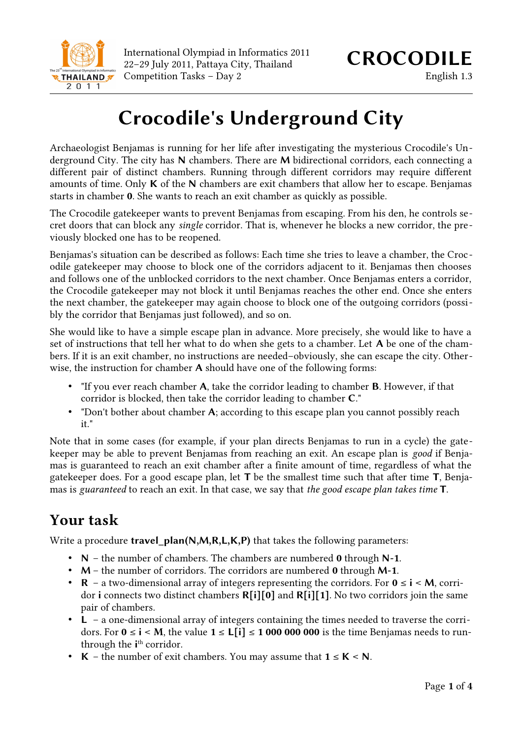# Crocodile's Underground City

Archaeologist Benjamas is running for her life after investigating the mysterious Crocodile's Underground City. The city has **N** chambers. There are **M** bidirectional corridors, each connecting a different pair of distinct chambers. Running through different corridors may require different amounts of time. Only **K** of the **N** chambers are exit chambers that allow her to escape. Benjamas starts in chamber **0**. She wants to reach an exit chamber as quickly as possible.

The Crocodile gatekeeper wants to prevent Benjamas from escaping. From his den, he controls secret doors that can block any *single* corridor. That is, whenever he blocks a new corridor, the previously blocked one has to be reopened.

Benjamas's situation can be described as follows: Each time she tries to leave a chamber, the Crocodile gatekeeper may choose to block one of the corridors adjacent to it. Benjamas then chooses and follows one of the unblocked corridors to the next chamber. Once Benjamas enters a corridor, the Crocodile gatekeeper may not block it until Benjamas reaches the other end. Once she enters the next chamber, the gatekeeper may again choose to block one of the outgoing corridors (possibly the corridor that Benjamas just followed), and so on.

She would like to have a simple escape plan in advance. More precisely, she would like to have a set of instructions that tell her what to do when she gets to a chamber. Let **A** be one of the chambers. If it is an exit chamber, no instructions are needed–obviously, she can escape the city. Otherwise, the instruction for chamber **A** should have one of the following forms:

- "If you ever reach chamber **A**, take the corridor leading to chamber **B**. However, if that corridor is blocked, then take the corridor leading to chamber **C**."
- "Don't bother about chamber **A**; according to this escape plan you cannot possibly reach it."

Note that in some cases (for example, if your plan directs Benjamas to run in a cycle) the gatekeeper may be able to prevent Benjamas from reaching an exit. An escape plan is *good* if Benjamas is guaranteed to reach an exit chamber after a finite amount of time, regardless of what the gatekeeper does. For a good escape plan, let **T** be the smallest time such that after time **T**, Benjamas is *guaranteed* to reach an exit. In that case, we say that *the good escape plan takes time* **T**.

## Your task

Write a procedure **travel_plan(N,M,R,L,K,P)** that takes the following parameters:

- **N** – the number of chambers. The chambers are numbered **0** through **N-1**.
- **M** – the number of corridors. The corridors are numbered **0** through **M-1**.
- **R** – a two-dimensional array of integers representing the corridors. For **0 ≤ i < M**, corridor **i** connects two distinct chambers **R[i][0]** and **R[i][1]**. No two corridors join the same pair of chambers.
- **L** – a one-dimensional array of integers containing the times needed to traverse the corridors. For **0 ≤ i < M**, the value **1 ≤ L[i] ≤ 1 000 000 000** is the time Benjamas needs to run through the $i^{th}$ corridor.
- **K** – the number of exit chambers. You may assume that **1 ≤ K < N**.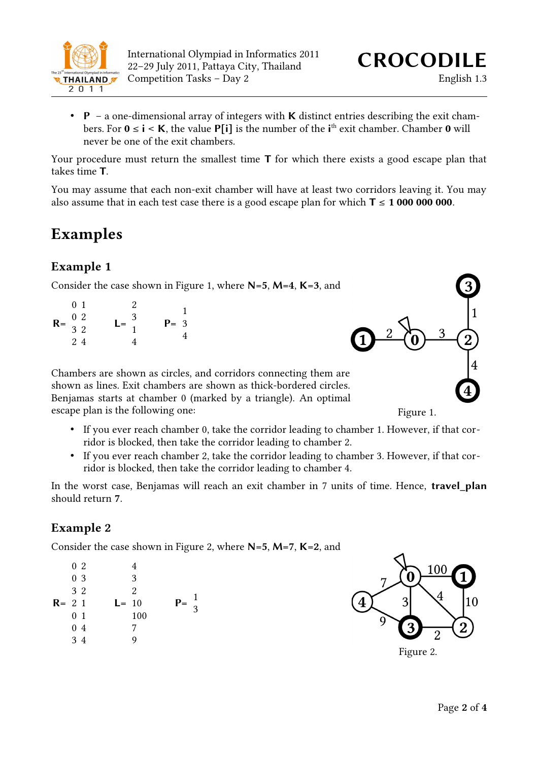- **P** – a one-dimensional array of integers with **K** distinct entries describing the exit chambers. For $0 \le i < K$, the value **P[i]** is the number of the $i^{th}$ exit chamber. Chamber **0** will never be one of the exit chambers.

Your procedure must return the smallest time **T** for which there exists a good escape plan that takes time **T**.

You may assume that each non-exit chamber will have at least two corridors leaving it. You may also assume that in each test case there is a good escape plan for which **T** ≤ **1 000 000 000**.

# Examples

## Example 1

Consider the case shown in Figure 1, where **N**=**5**, **M**=**4**, **K**=**3**, and

**R**=
```
0 1
0 2
3 2
2 4
```

**L**=
```
2
3
1
4
```

**P**=
```
1
3
4
```

Figure 1.

Chambers are shown as circles, and corridors connecting them are shown as lines. Exit chambers are shown as thick-bordered circles. Benjamas starts at chamber 0 (marked by a triangle). An optimal escape plan is the following one:

- If you ever reach chamber 0, take the corridor leading to chamber 1. However, if that corridor is blocked, then take the corridor leading to chamber 2.
- If you ever reach chamber 2, take the corridor leading to chamber 3. However, if that corridor is blocked, then take the corridor leading to chamber 4.

In the worst case, Benjamas will reach an exit chamber in 7 units of time. Hence, **travel_plan** should return **7**.

## Example 2

Consider the case shown in Figure 2, where **N**=**5**, **M**=**7**, **K**=**2**, and

**R**=
```
0 2
0 3
3 2
2 1
0 1
0 4
3 4
```

**L**=
```
4
3
2
10
100
7
9
```

**P**=
```
1
3
```

Figure 2.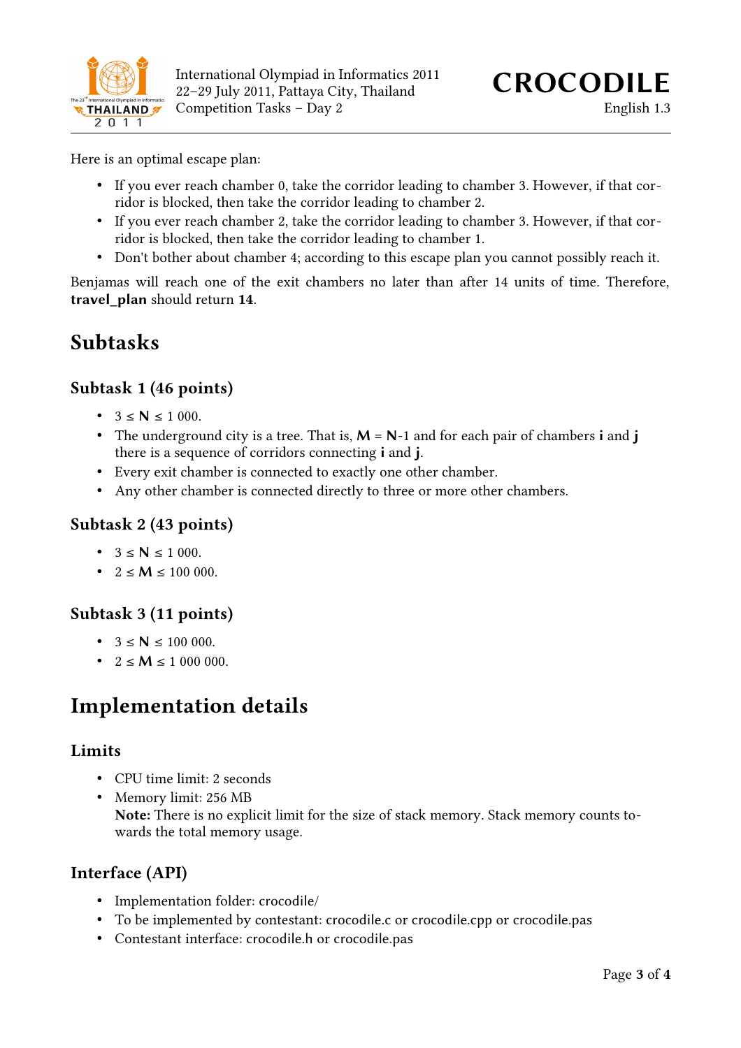Here is an optimal escape plan:

- If you ever reach chamber 0, take the corridor leading to chamber 3. However, if that corridor is blocked, then take the corridor leading to chamber 2.
- If you ever reach chamber 2, take the corridor leading to chamber 3. However, if that corridor is blocked, then take the corridor leading to chamber 1.
- Don't bother about chamber 4; according to this escape plan you cannot possibly reach it.

Benjamas will reach one of the exit chambers no later than after 14 units of time. Therefore, **travel_plan** should return **14**.

## Subtasks

### Subtask 1 (46 points)

- $3 \leq \mathbf{N} \leq 1\,000$.
- The underground city is a tree. That is, $\mathbf{M} = \mathbf{N}$-1 and for each pair of chambers **i** and **j** there is a sequence of corridors connecting **i** and **j**.
- Every exit chamber is connected to exactly one other chamber.
- Any other chamber is connected directly to three or more other chambers.

### Subtask 2 (43 points)

- $3 \leq \mathbf{N} \leq 1\,000$.
- $2 \leq \mathbf{M} \leq 100\,000$.

### Subtask 3 (11 points)

- $3 \leq \mathbf{N} \leq 100\,000$.
- $2 \leq \mathbf{M} \leq 1\,000\,000$.

## Implementation details

### Limits

- CPU time limit: 2 seconds
- Memory limit: 256 MB
  **Note:** There is no explicit limit for the size of stack memory. Stack memory counts towards the total memory usage.

### Interface (API)

- Implementation folder: crocodile/
- To be implemented by contestant: crocodile.c or crocodile.cpp or crocodile.pas
- Contestant interface: crocodile.h or crocodile.pas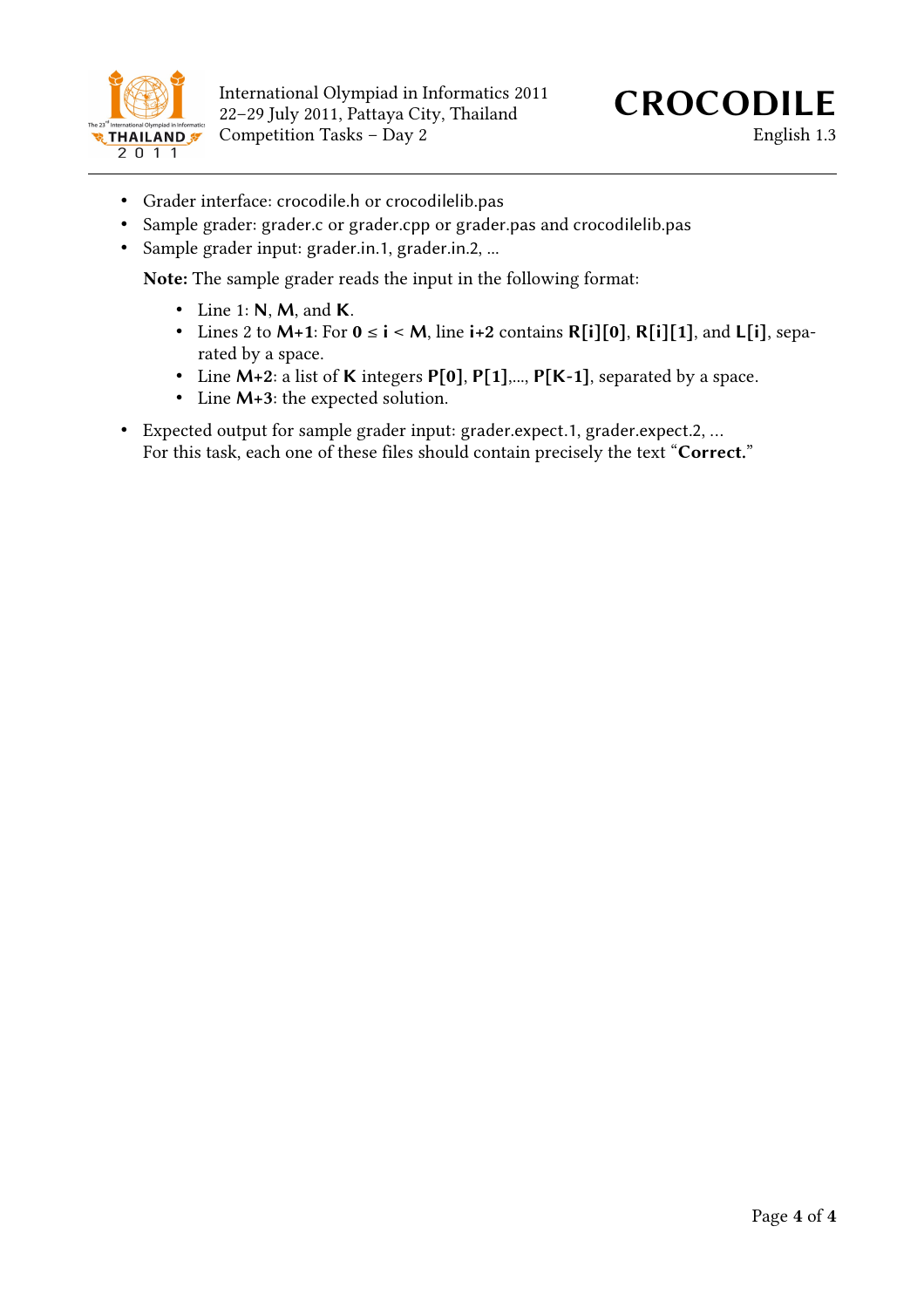- Grader interface: crocodile.h or crocodilelib.pas
- Sample grader: grader.c or grader.cpp or grader.pas and crocodilelib.pas
- Sample grader input: grader.in.1, grader.in.2, ...

  **Note:** The sample grader reads the input in the following format:

  - Line 1: **N**, **M**, and **K**.
  - Lines 2 to **M+1**: For **0 ≤ i < M**, line **i+2** contains **R[i][0]**, **R[i][1]**, and **L[i]**, separated by a space.
  - Line **M+2**: a list of **K** integers **P[0]**, **P[1]**,..., **P[K-1]**, separated by a space.
  - Line **M+3**: the expected solution.

- Expected output for sample grader input: grader.expect.1, grader.expect.2, ...
  For this task, each one of these files should contain precisely the text "**Correct.**"